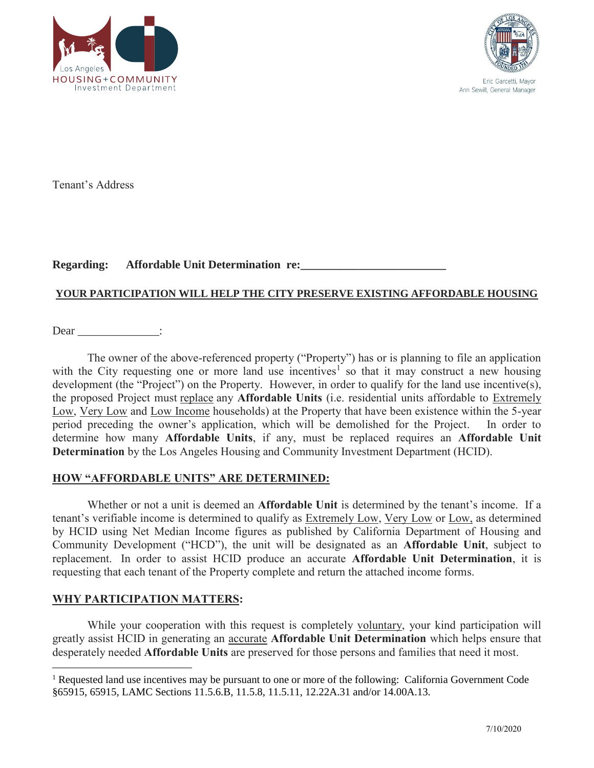Los Angeles
HOUSING+COMMUNITY
Investment Department

Eric Garcetti, Mayor
Ann Sewill, General Manager

Tenant's Address

**Regarding: Affordable Unit Determination re:_________________________**

**YOUR PARTICIPATION WILL HELP THE CITY PRESERVE EXISTING AFFORDABLE HOUSING**

Dear ______________:

The owner of the above-referenced property ("Property") has or is planning to file an application with the City requesting one or more land use incentives[1] so that it may construct a new housing development (the "Project") on the Property. However, in order to qualify for the land use incentive(s), the proposed Project must replace any **Affordable Units** (i.e. residential units affordable to Extremely Low, Very Low and Low Income households) at the Property that have been existence within the 5-year period preceding the owner's application, which will be demolished for the Project. In order to determine how many **Affordable Units**, if any, must be replaced requires an **Affordable Unit Determination** by the Los Angeles Housing and Community Investment Department (HCID).

## HOW "AFFORDABLE UNITS" ARE DETERMINED:

Whether or not a unit is deemed an **Affordable Unit** is determined by the tenant's income. If a tenant's verifiable income is determined to qualify as Extremely Low, Very Low or Low, as determined by HCID using Net Median Income figures as published by California Department of Housing and Community Development ("HCD"), the unit will be designated as an **Affordable Unit**, subject to replacement. In order to assist HCID produce an accurate **Affordable Unit Determination**, it is requesting that each tenant of the Property complete and return the attached income forms.

## WHY PARTICIPATION MATTERS:

While your cooperation with this request is completely voluntary, your kind participation will greatly assist HCID in generating an accurate **Affordable Unit Determination** which helps ensure that desperately needed **Affordable Units** are preserved for those persons and families that need it most.

[1] Requested land use incentives may be pursuant to one or more of the following: California Government Code §65915, 65915, LAMC Sections 11.5.6.B, 11.5.8, 11.5.11, 12.22A.31 and/or 14.00A.13.

7/10/2020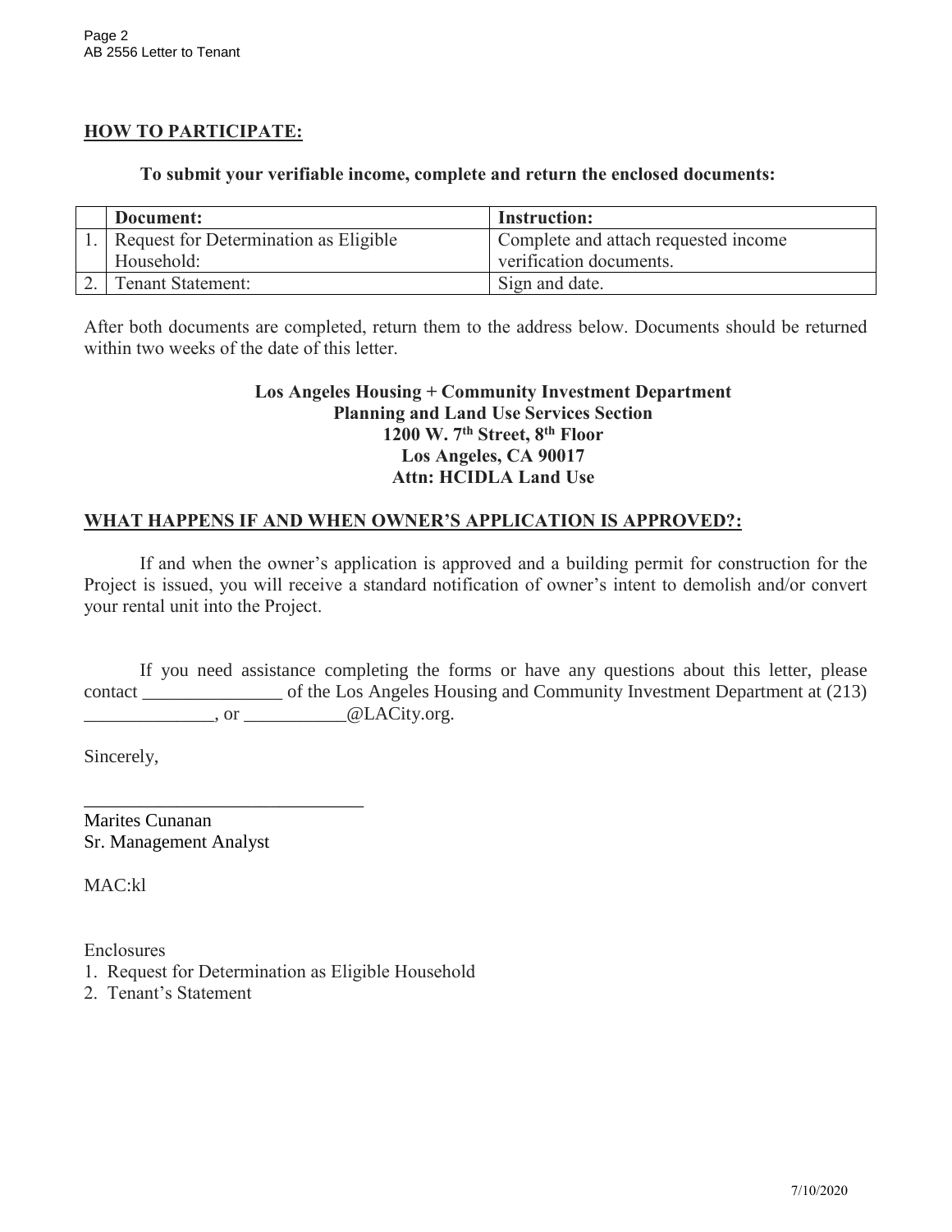## HOW TO PARTICIPATE:

**To submit your verifiable income, complete and return the enclosed documents:**

| | Document: | Instruction: |
|---|---|---|
| 1. | Request for Determination as Eligible Household: | Complete and attach requested income verification documents. |
| 2. | Tenant Statement: | Sign and date. |

After both documents are completed, return them to the address below. Documents should be returned within two weeks of the date of this letter.

**Los Angeles Housing + Community Investment Department**
**Planning and Land Use Services Section**
**1200 W. 7th Street, 8th Floor**
**Los Angeles, CA 90017**
**Attn: HCIDLA Land Use**

## WHAT HAPPENS IF AND WHEN OWNER'S APPLICATION IS APPROVED?:

If and when the owner's application is approved and a building permit for construction for the Project is issued, you will receive a standard notification of owner's intent to demolish and/or convert your rental unit into the Project.

If you need assistance completing the forms or have any questions about this letter, please contact _______________ of the Los Angeles Housing and Community Investment Department at (213) ______________, or ___________@LACity.org.

Sincerely,

______________________________

Marites Cunanan
Sr. Management Analyst

MAC:kl

Enclosures
1. Request for Determination as Eligible Household
2. Tenant's Statement

7/10/2020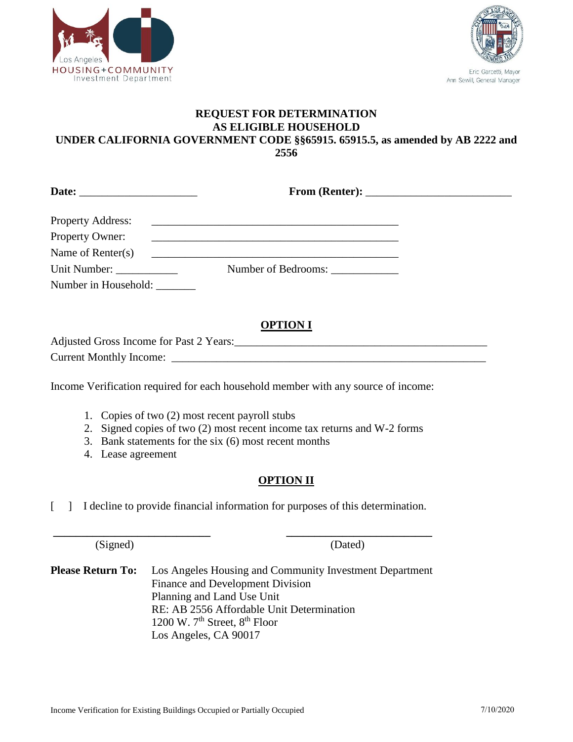Los Angeles HOUSING+COMMUNITY Investment Department

Eric Garcetti, Mayor
Ann Sewill, General Manager

**REQUEST FOR DETERMINATION AS ELIGIBLE HOUSEHOLD UNDER CALIFORNIA GOVERNMENT CODE §§65915. 65915.5, as amended by AB 2222 and 2556**

**Date:** _____________________ **From (Renter):** _________________________

Property Address: ____________________________________________

Property Owner: ____________________________________________

Name of Renter(s) ____________________________________________

Unit Number: ___________ Number of Bedrooms: ____________

Number in Household: _______

## OPTION I

Adjusted Gross Income for Past 2 Years:_____________________________________________

Current Monthly Income: ________________________________________________________

Income Verification required for each household member with any source of income:

1. Copies of two (2) most recent payroll stubs
2. Signed copies of two (2) most recent income tax returns and W-2 forms
3. Bank statements for the six (6) most recent months
4. Lease agreement

## OPTION II

[ ] I decline to provide financial information for purposes of this determination.

___________________________ ___________________________

(Signed) (Dated)

**Please Return To:** Los Angeles Housing and Community Investment Department
Finance and Development Division
Planning and Land Use Unit
RE: AB 2556 Affordable Unit Determination
1200 W. 7th Street, 8th Floor
Los Angeles, CA 90017

Income Verification for Existing Buildings Occupied or Partially Occupied 7/10/2020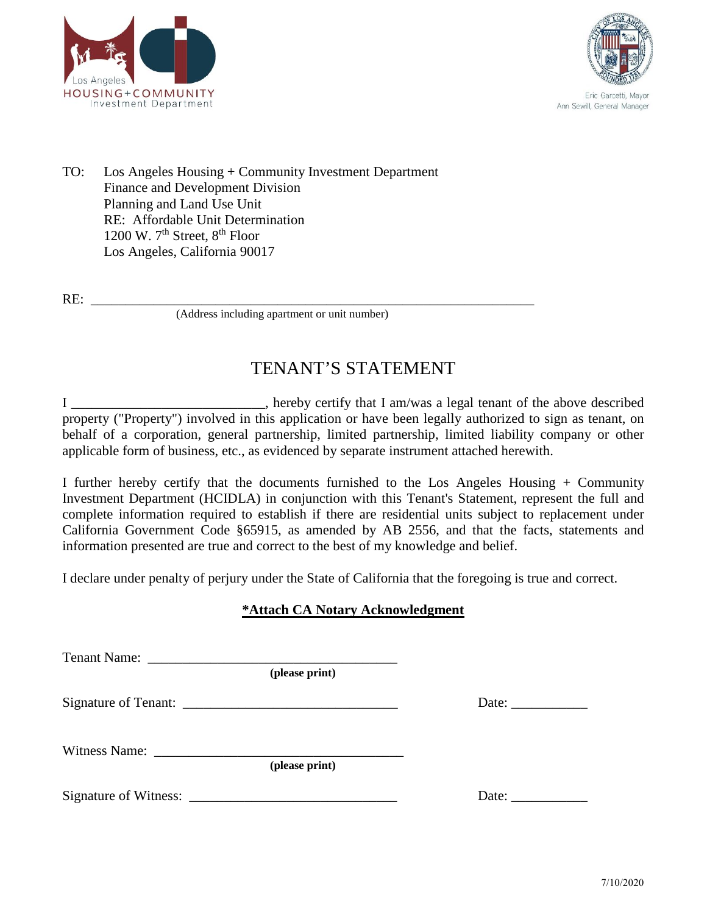Los Angeles
HOUSING+COMMUNITY
Investment Department

Eric Garcetti, Mayor
Ann Sewill, General Manager

TO: Los Angeles Housing + Community Investment Department
Finance and Development Division
Planning and Land Use Unit
RE: Affordable Unit Determination
1200 W. 7th Street, 8th Floor
Los Angeles, California 90017

RE: ___________________________________________________________________
(Address including apartment or unit number)

# TENANT'S STATEMENT

I ___________________________, hereby certify that I am/was a legal tenant of the above described property ("Property") involved in this application or have been legally authorized to sign as tenant, on behalf of a corporation, general partnership, limited partnership, limited liability company or other applicable form of business, etc., as evidenced by separate instrument attached herewith.

I further hereby certify that the documents furnished to the Los Angeles Housing + Community Investment Department (HCIDLA) in conjunction with this Tenant's Statement, represent the full and complete information required to establish if there are residential units subject to replacement under California Government Code §65915, as amended by AB 2556, and that the facts, statements and information presented are true and correct to the best of my knowledge and belief.

I declare under penalty of perjury under the State of California that the foregoing is true and correct.

**\*Attach CA Notary Acknowledgment**

Tenant Name: ___________________________________
**(please print)**

Signature of Tenant: ______________________________ Date: ___________

Witness Name: ____________________________________
**(please print)**

Signature of Witness: _____________________________ Date: ___________

7/10/2020